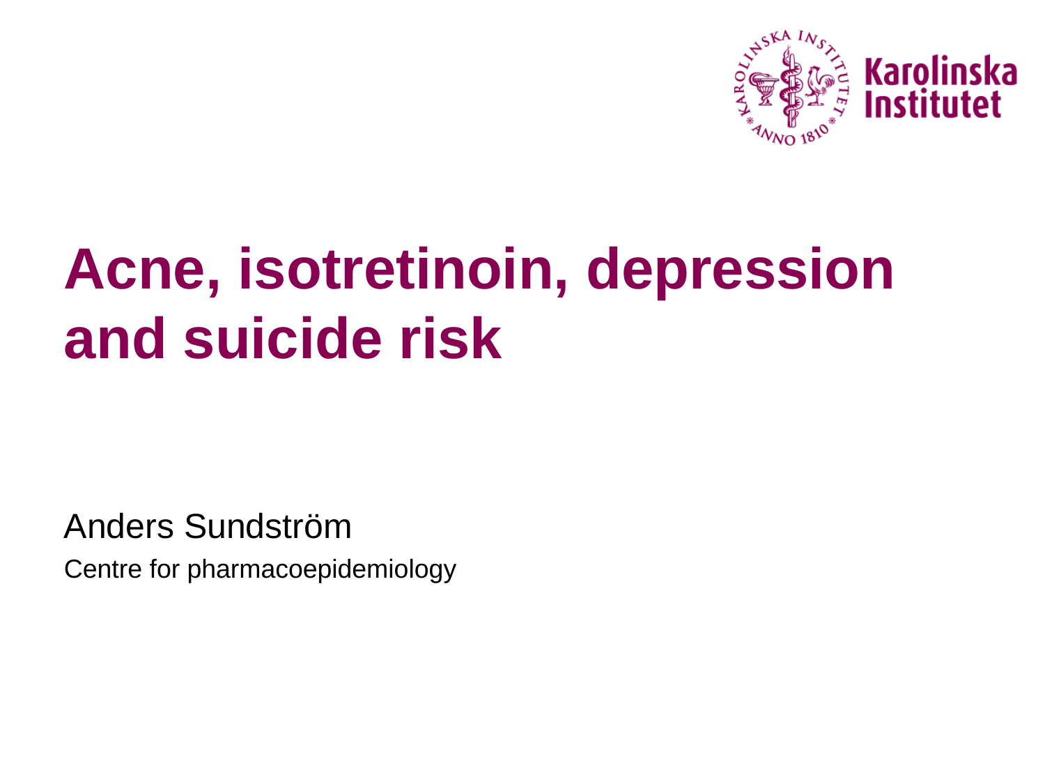Karolinska Institutet

# Acne, isotretinoin, depression and suicide risk

Anders Sundström

Centre for pharmacoepidemiology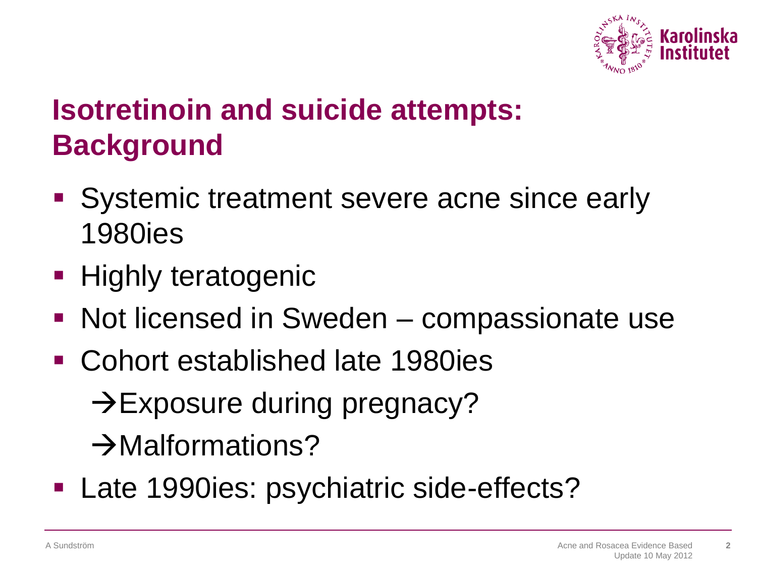# Isotretinoin and suicide attempts: Background

- Systemic treatment severe acne since early 1980ies
- Highly teratogenic
- Not licensed in Sweden – compassionate use
- Cohort established late 1980ies
  - →Exposure during pregnacy?
  - →Malformations?
- Late 1990ies: psychiatric side-effects?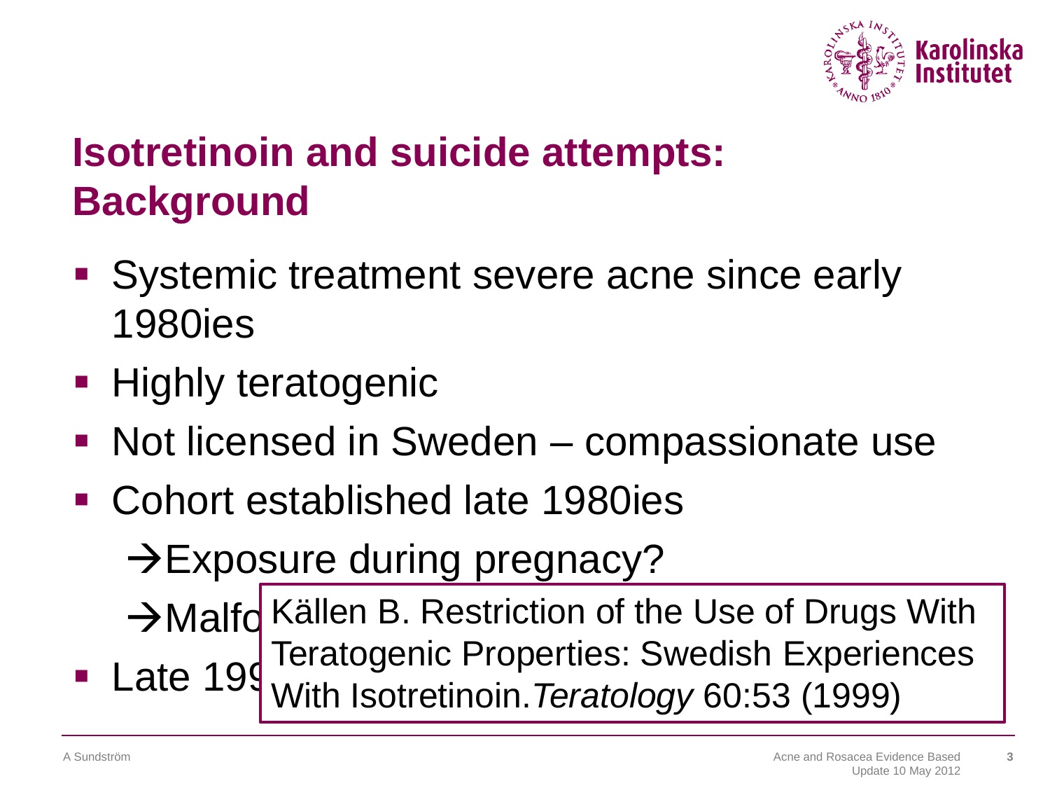## Isotretinoin and suicide attempts: Background

- Systemic treatment severe acne since early 1980ies
- Highly teratogenic
- Not licensed in Sweden – compassionate use
- Cohort established late 1980ies
  - →Exposure during pregnacy?
  - →Malfo
- Late 199

Källen B. Restriction of the Use of Drugs With Teratogenic Properties: Swedish Experiences With Isotretinoin. *Teratology* 60:53 (1999)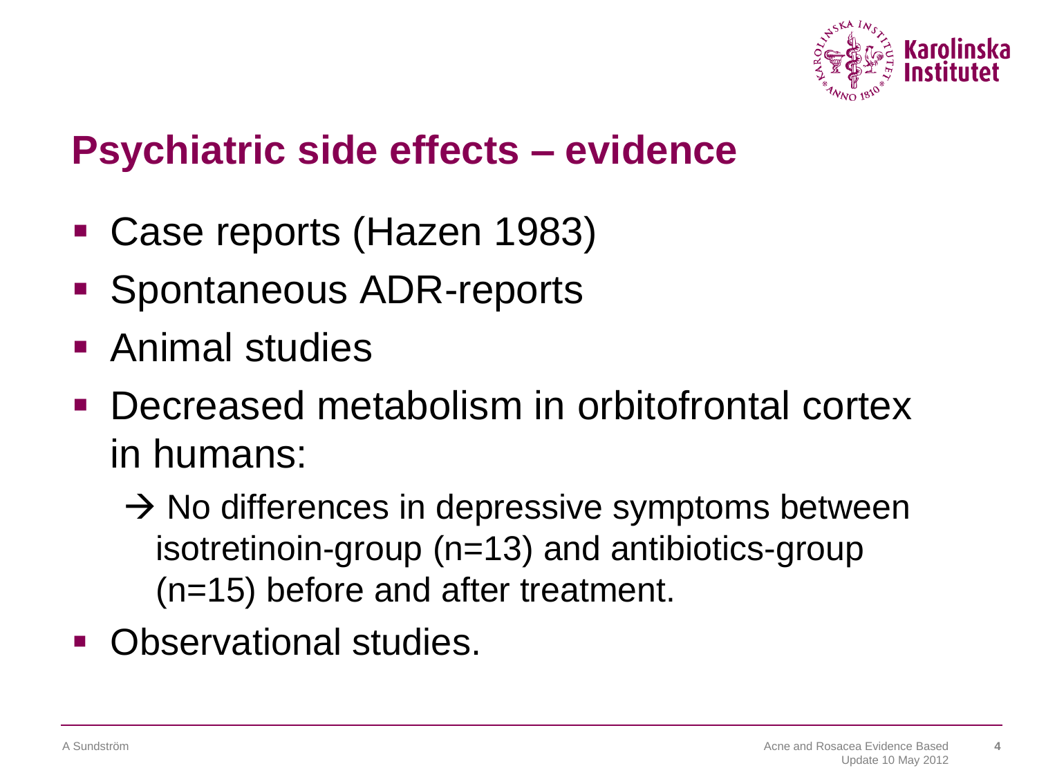## Psychiatric side effects – evidence

- Case reports (Hazen 1983)
- Spontaneous ADR-reports
- Animal studies
- Decreased metabolism in orbitofrontal cortex in humans:
  - → No differences in depressive symptoms between isotretinoin-group (n=13) and antibiotics-group (n=15) before and after treatment.
- Observational studies.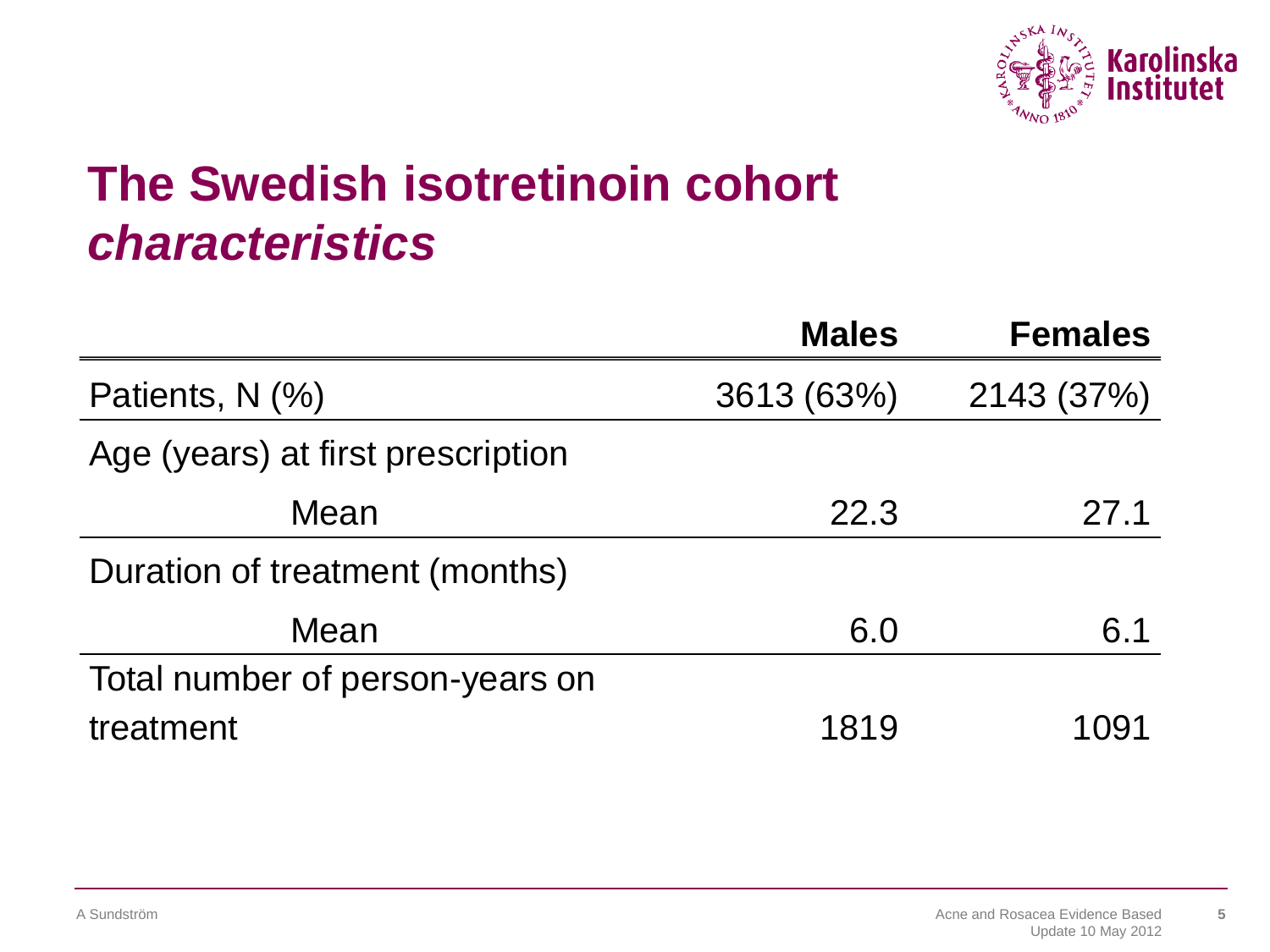# The Swedish isotretinoin cohort *characteristics*

| | Males | Females |
|---|---|---|
| Patients, N (%) | 3613 (63%) | 2143 (37%) |
| Age (years) at first prescription | | |
| Mean | 22.3 | 27.1 |
| Duration of treatment (months) | | |
| Mean | 6.0 | 6.1 |
| Total number of person-years on treatment | 1819 | 1091 |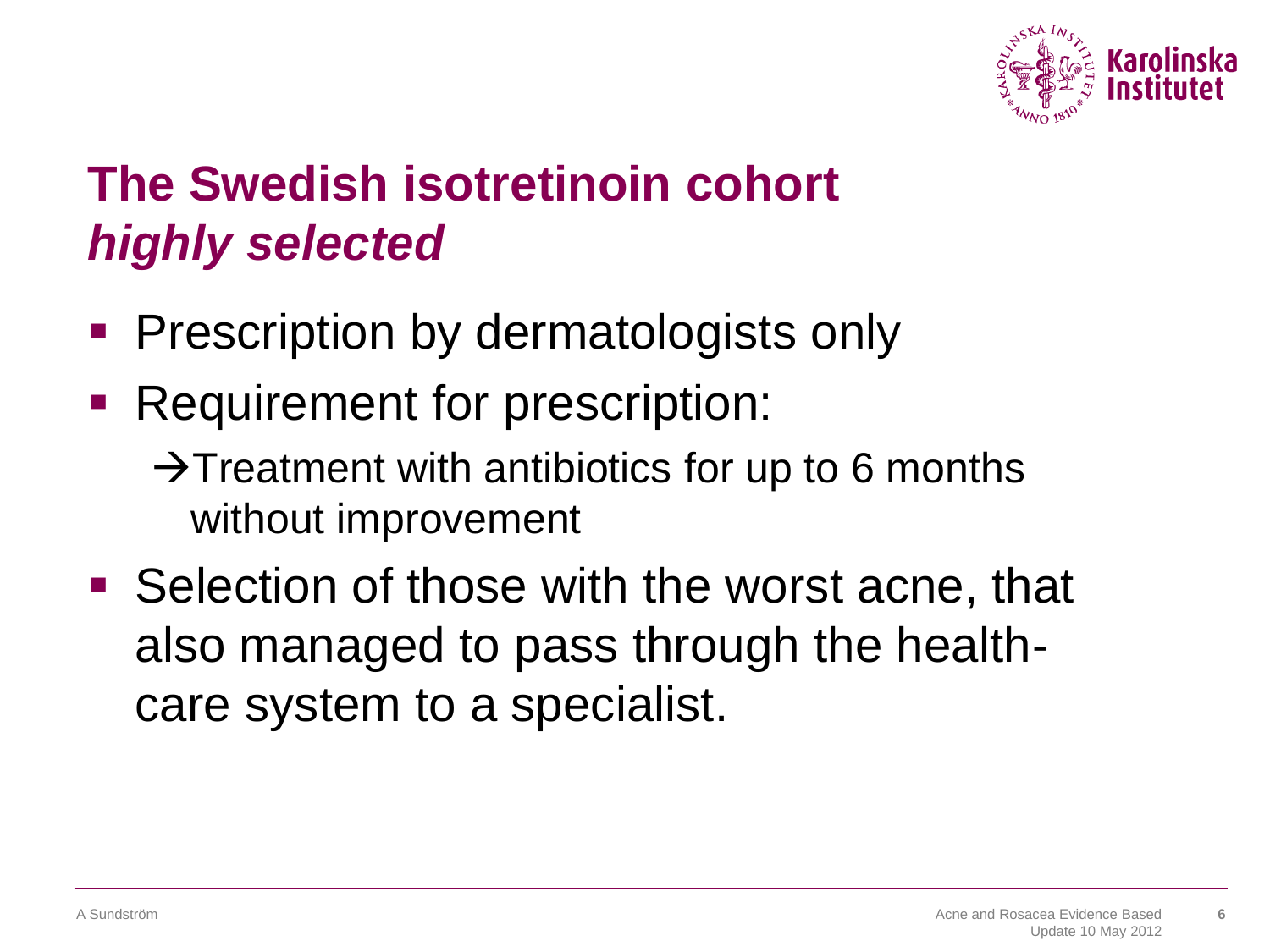# The Swedish isotretinoin cohort *highly selected*

- Prescription by dermatologists only
- Requirement for prescription:
  - →Treatment with antibiotics for up to 6 months without improvement
- Selection of those with the worst acne, that also managed to pass through the health-care system to a specialist.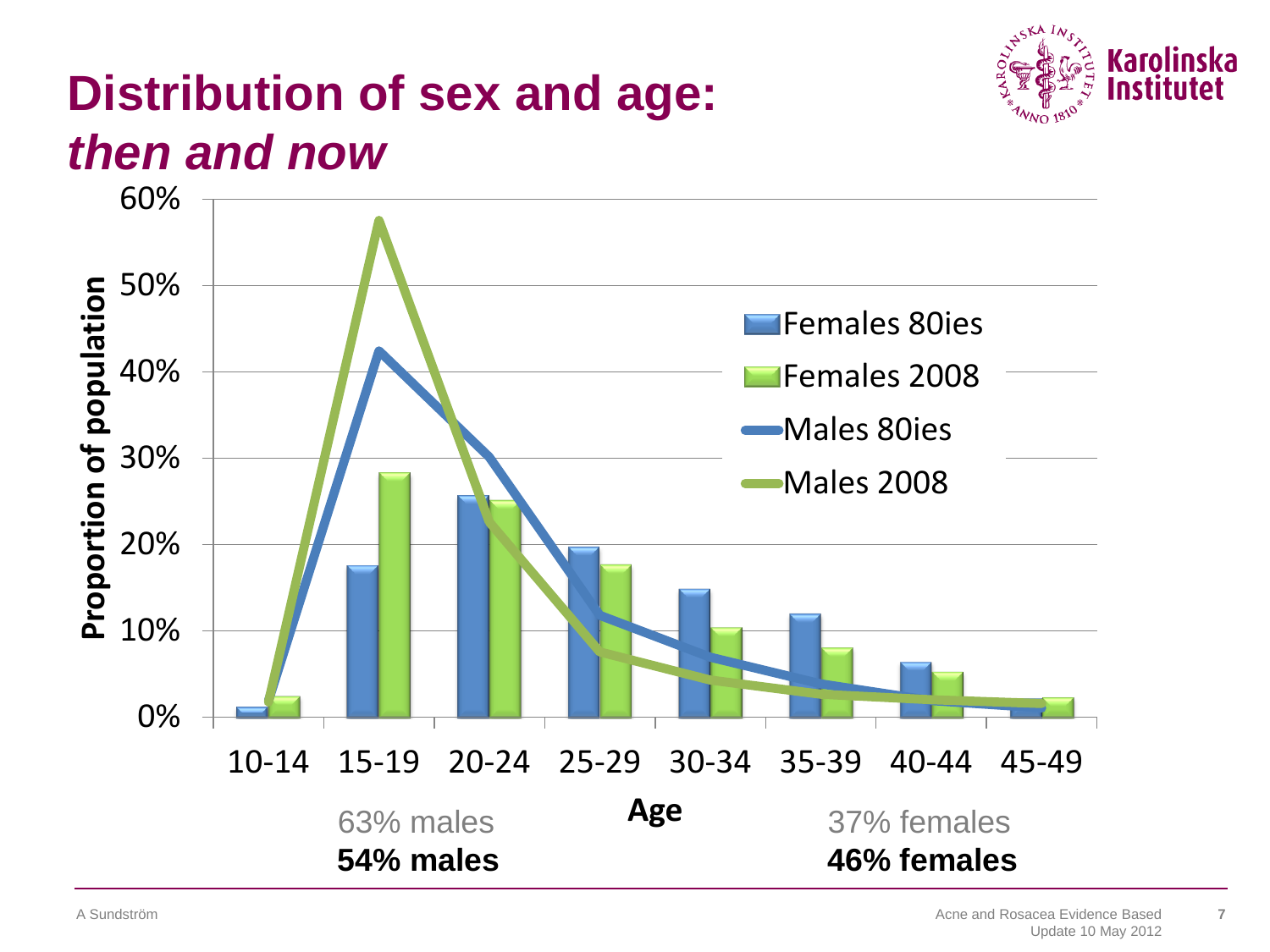# Distribution of sex and age: *then and now*

Proportion of population

| Age | Females 80ies | Females 2008 | Males 80ies | Males 2008 |
|---|---|---|---|---|
| 10-14 | | | | |
| 15-19 | | | | |
| 20-24 | | | | |
| 25-29 | | | | |
| 30-34 | | | | |
| 35-39 | | | | |
| 40-44 | | | | |
| 45-49 | | | | |

63% males

**54% males**

37% females

**46% females**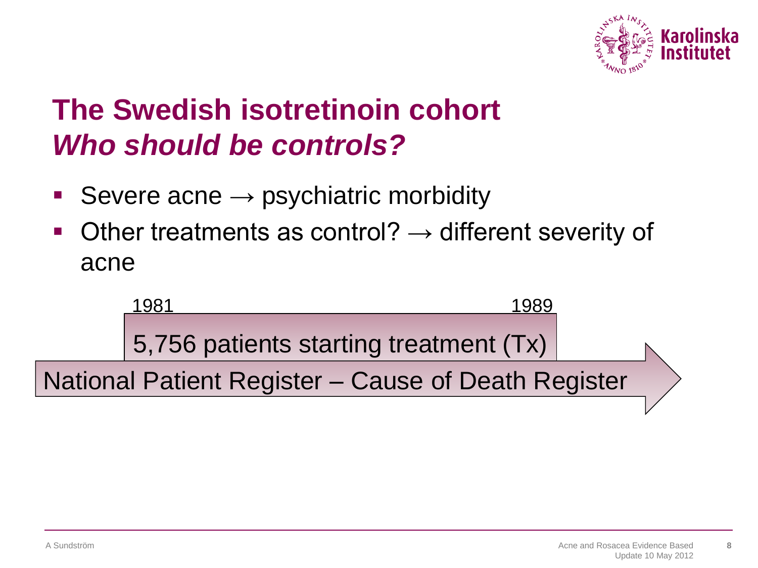# The Swedish isotretinoin cohort
## *Who should be controls?*

- Severe acne → psychiatric morbidity
- Other treatments as control? → different severity of acne

1981 1989

5,756 patients starting treatment (Tx)

National Patient Register – Cause of Death Register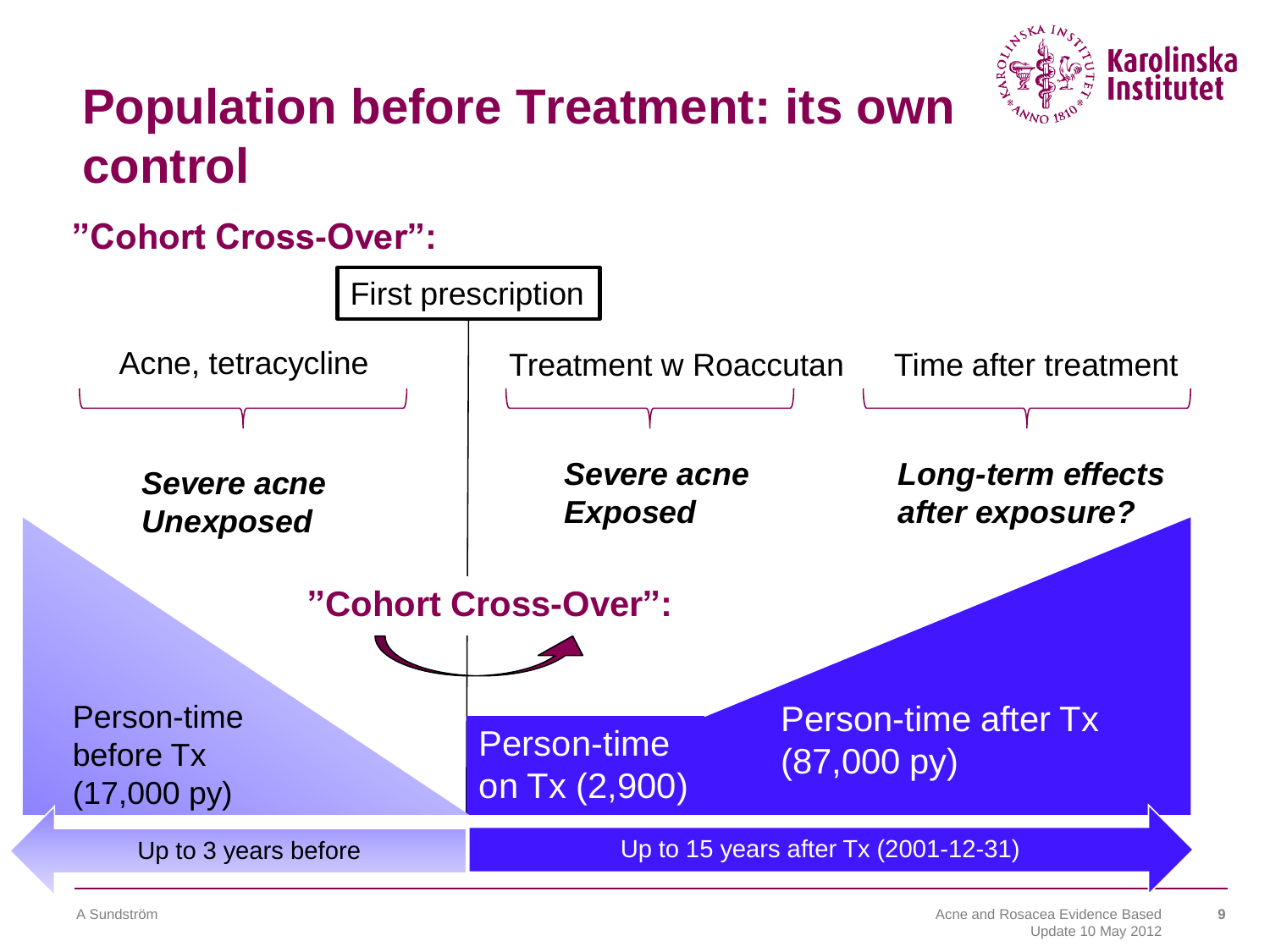# Population before Treatment: its own control

**"Cohort Cross-Over":**

First prescription

Acne, tetracycline

***Severe acne***
***Unexposed***

Treatment w Roaccutan

***Severe acne***
***Exposed***

Time after treatment

***Long-term effects after exposure?***

**"Cohort Cross-Over":**

Person-time before Tx (17,000 py)

Person-time on Tx (2,900)

Person-time after Tx (87,000 py)

Up to 3 years before

Up to 15 years after Tx (2001-12-31)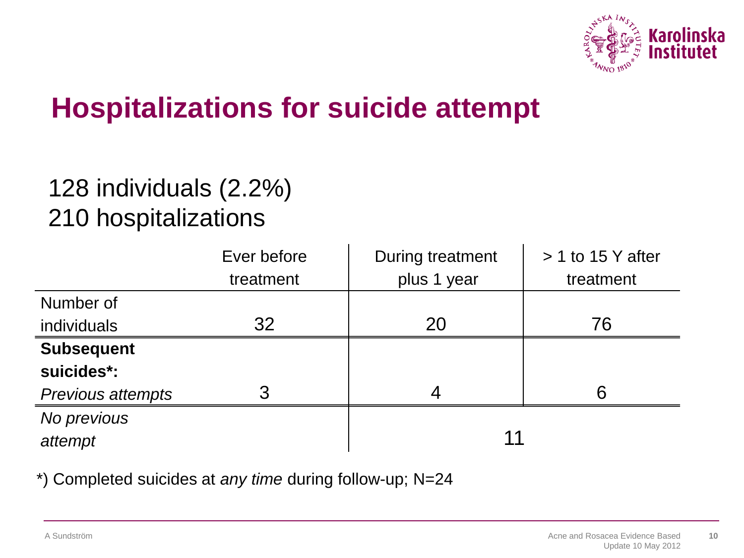# Hospitalizations for suicide attempt

128 individuals (2.2%)
210 hospitalizations

| | Ever before treatment | During treatment plus 1 year | > 1 to 15 Y after treatment |
|---|---|---|---|
| Number of individuals | 32 | 20 | 76 |
| **Subsequent suicides*:** *Previous attempts* | 3 | 4 | 6 |
| *No previous attempt* | | 11 | |

*) Completed suicides at *any time* during follow-up; N=24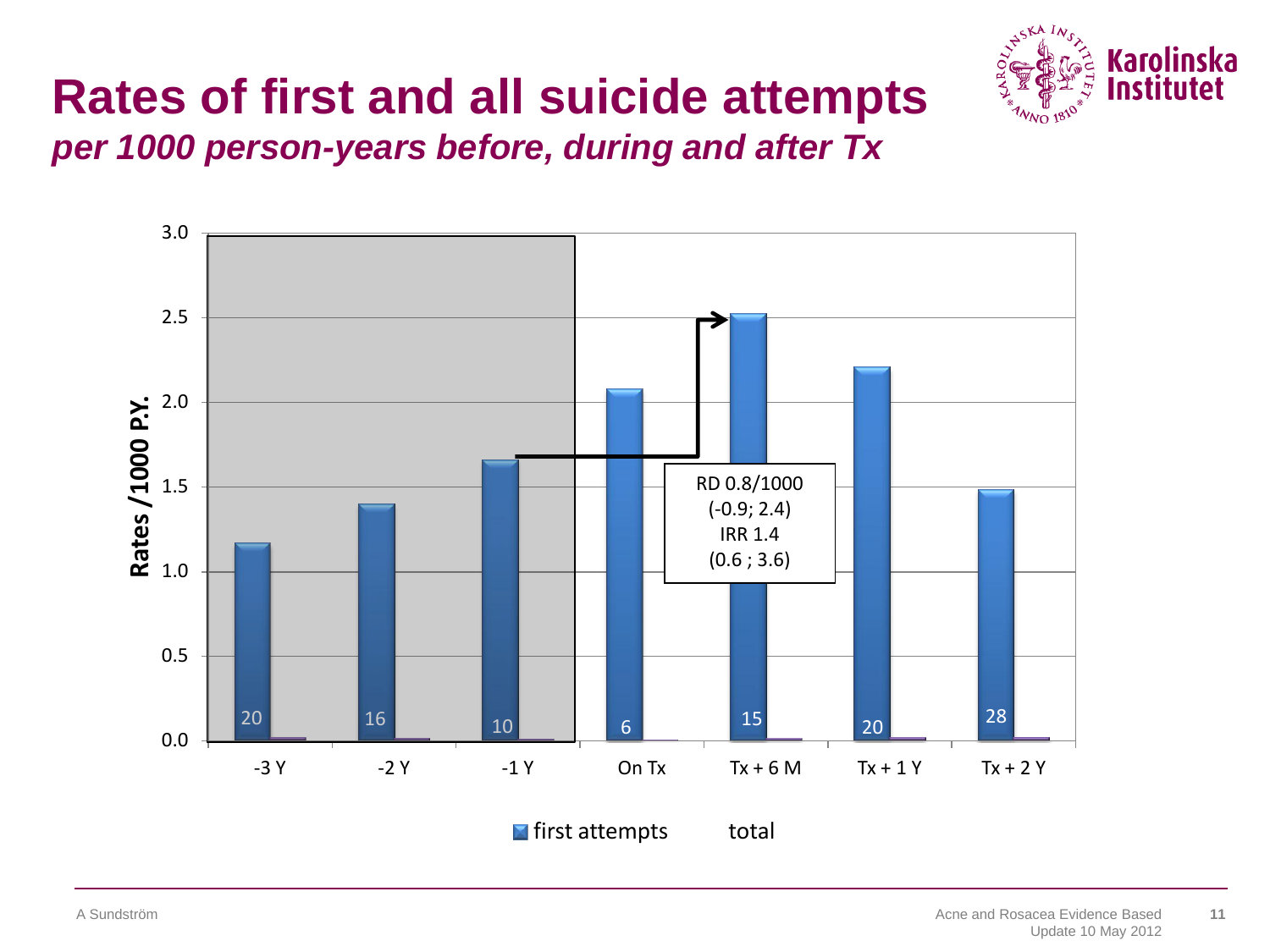# Rates of first and all suicide attempts

***per 1000 person-years before, during and after Tx***

Rates /1000 P.Y.

| | -3 Y | -2 Y | -1 Y | On Tx | Tx + 6 M | Tx + 1 Y | Tx + 2 Y |
|---|---|---|---|---|---|---|---|
| first attempts (n) | 20 | 16 | 10 | 6 | 15 | 20 | 28 |

RD 0.8/1000
(-0.9; 2.4)
IRR 1.4
(0.6 ; 3.6)

first attempts     total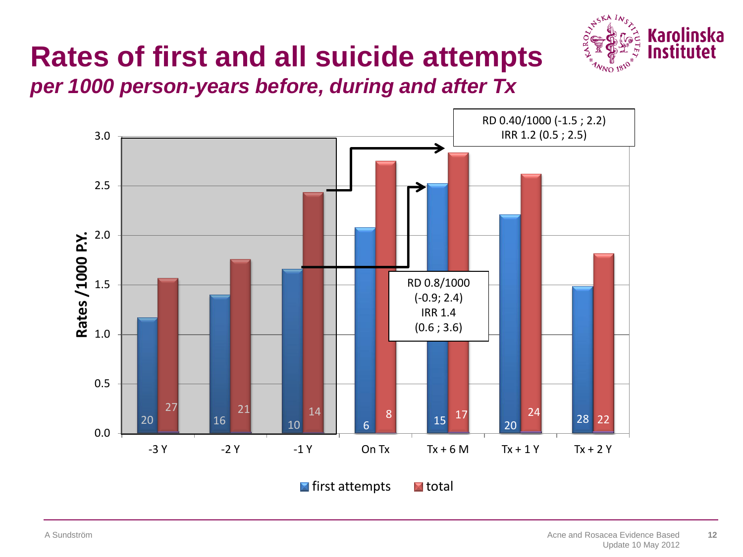# Rates of first and all suicide attempts

***per 1000 person-years before, during and after Tx***

Rates /1000 P.Y.

| | first attempts | total |
|---|---|---|
| -3 Y | 20 | 27 |
| -2 Y | 16 | 21 |
| -1 Y | 10 | 14 |
| On Tx | 6 | 8 |
| Tx + 6 M | 15 | 17 |
| Tx + 1 Y | 20 | 24 |
| Tx + 2 Y | 28 | 22 |

RD 0.40/1000 (-1.5 ; 2.2)
IRR 1.2 (0.5 ; 2.5)

RD 0.8/1000
(-0.9; 2.4)
IRR 1.4
(0.6 ; 3.6)

A Sundström

Acne and Rosacea Evidence Based Update 10 May 2012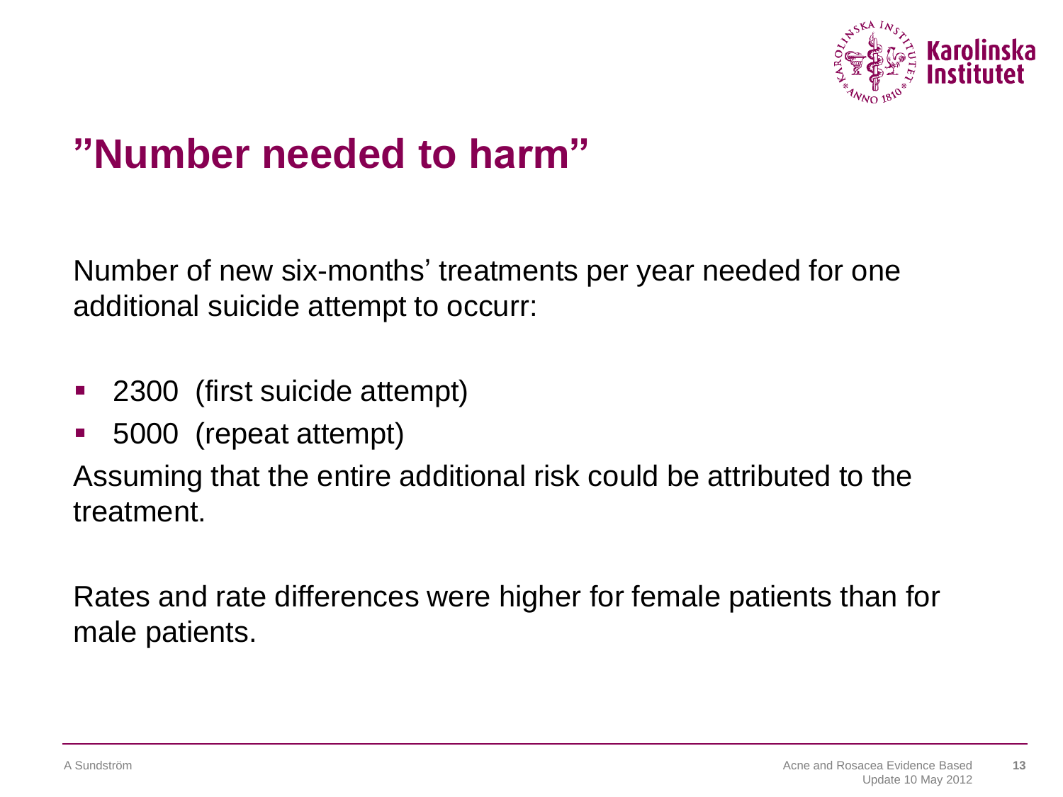# ”Number needed to harm”

Number of new six-months’ treatments per year needed for one additional suicide attempt to occurr:

- 2300 (first suicide attempt)
- 5000 (repeat attempt)

Assuming that the entire additional risk could be attributed to the treatment.

Rates and rate differences were higher for female patients than for male patients.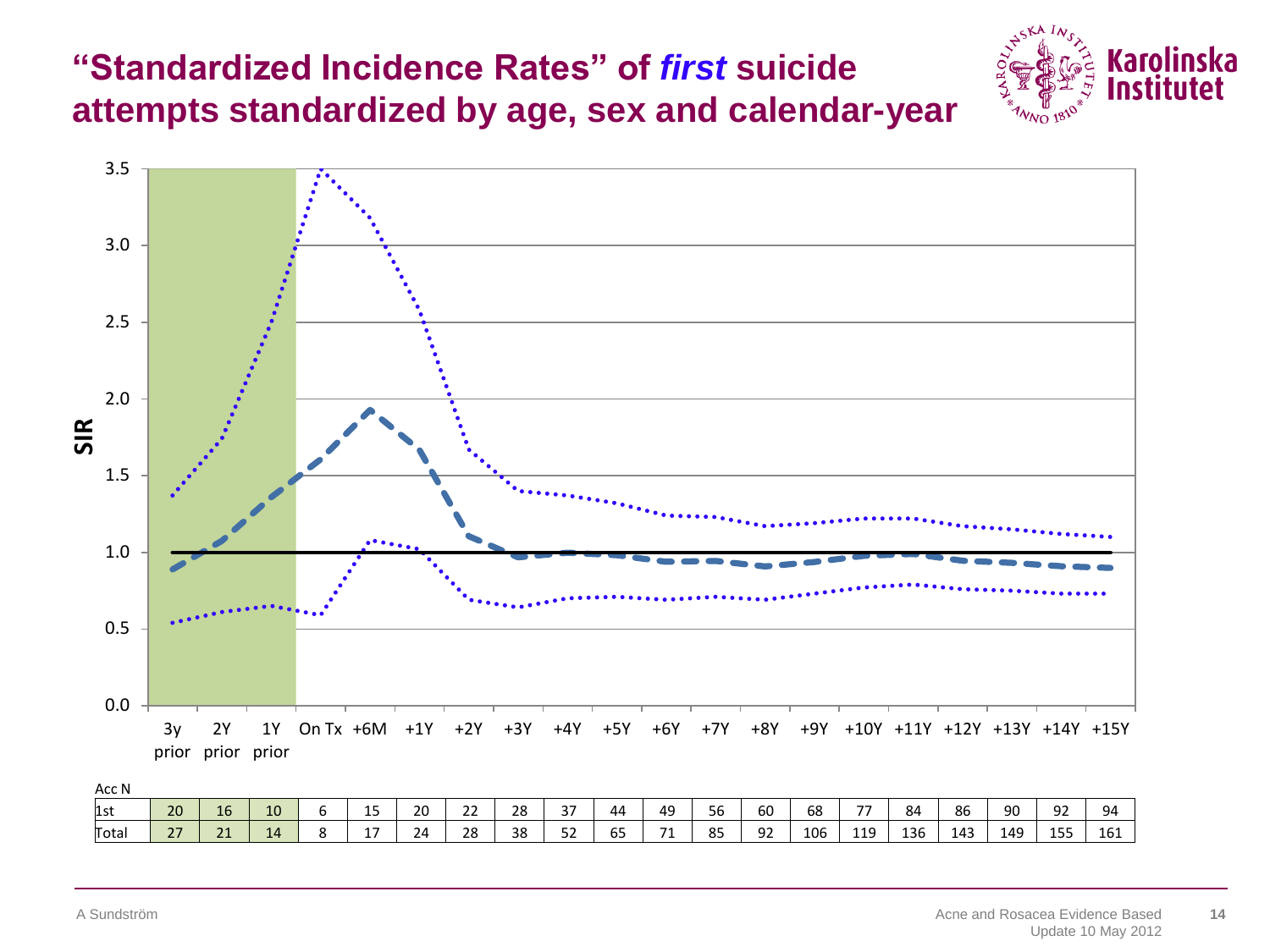# "Standardized Incidence Rates" of *first* suicide attempts standardized by age, sex and calendar-year

Acc N

| | 3y prior | 2Y prior | 1Y prior | On Tx | +6M | +1Y | +2Y | +3Y | +4Y | +5Y | +6Y | +7Y | +8Y | +9Y | +10Y | +11Y | +12Y | +13Y | +14Y | +15Y |
|---|---|---|---|---|---|---|---|---|---|---|---|---|---|---|---|---|---|---|---|---|
| 1st | 20 | 16 | 10 | 6 | 15 | 20 | 22 | 28 | 37 | 44 | 49 | 56 | 60 | 68 | 77 | 84 | 86 | 90 | 92 | 94 |
| Total | 27 | 21 | 14 | 8 | 17 | 24 | 28 | 38 | 52 | 65 | 71 | 85 | 92 | 106 | 119 | 136 | 143 | 149 | 155 | 161 |

A Sundström

Acne and Rosacea Evidence Based Update 10 May 2012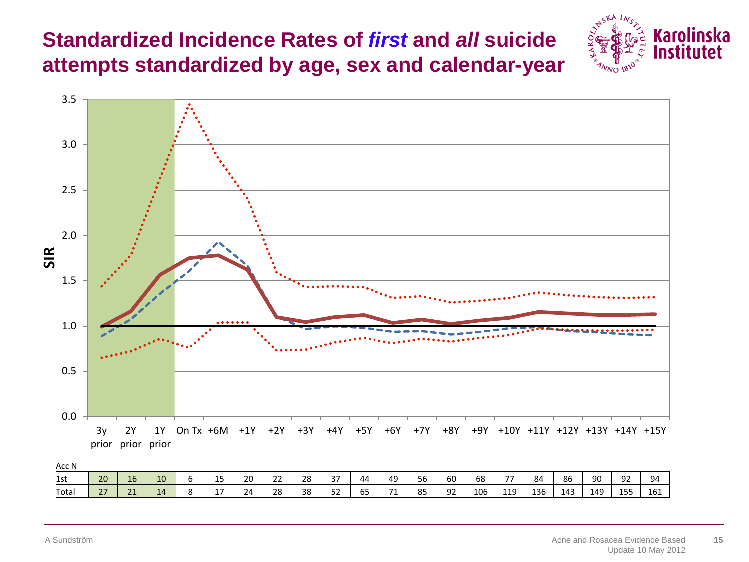# Standardized Incidence Rates of *first* and *all* suicide attempts standardized by age, sex and calendar-year

SIR

3.5, 3.0, 2.5, 2.0, 1.5, 1.0, 0.5, 0.0

3y prior | 2Y prior | 1Y prior | On Tx | +6M | +1Y | +2Y | +3Y | +4Y | +5Y | +6Y | +7Y | +8Y | +9Y | +10Y | +11Y | +12Y | +13Y | +14Y | +15Y

Acc N

| | 3y prior | 2Y prior | 1Y prior | On Tx | +6M | +1Y | +2Y | +3Y | +4Y | +5Y | +6Y | +7Y | +8Y | +9Y | +10Y | +11Y | +12Y | +13Y | +14Y | +15Y |
|---|---|---|---|---|---|---|---|---|---|---|---|---|---|---|---|---|---|---|---|---|
| 1st | 20 | 16 | 10 | 6 | 15 | 20 | 22 | 28 | 37 | 44 | 49 | 56 | 60 | 68 | 77 | 84 | 86 | 90 | 92 | 94 |
| Total | 27 | 21 | 14 | 8 | 17 | 24 | 28 | 38 | 52 | 65 | 71 | 85 | 92 | 106 | 119 | 136 | 143 | 149 | 155 | 161 |

A Sundström

Acne and Rosacea Evidence Based Update 10 May 2012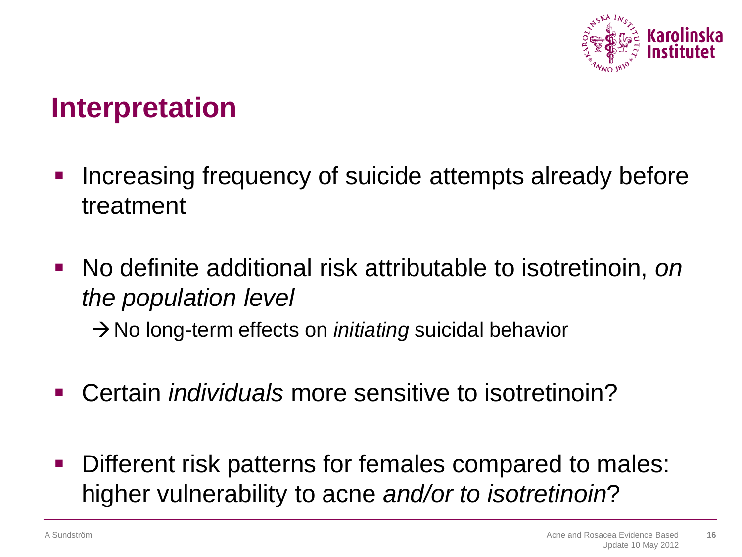## Interpretation

- Increasing frequency of suicide attempts already before treatment
- No definite additional risk attributable to isotretinoin, *on the population level*
  → No long-term effects on *initiating* suicidal behavior
- Certain *individuals* more sensitive to isotretinoin?
- Different risk patterns for females compared to males: higher vulnerability to acne *and/or to isotretinoin*?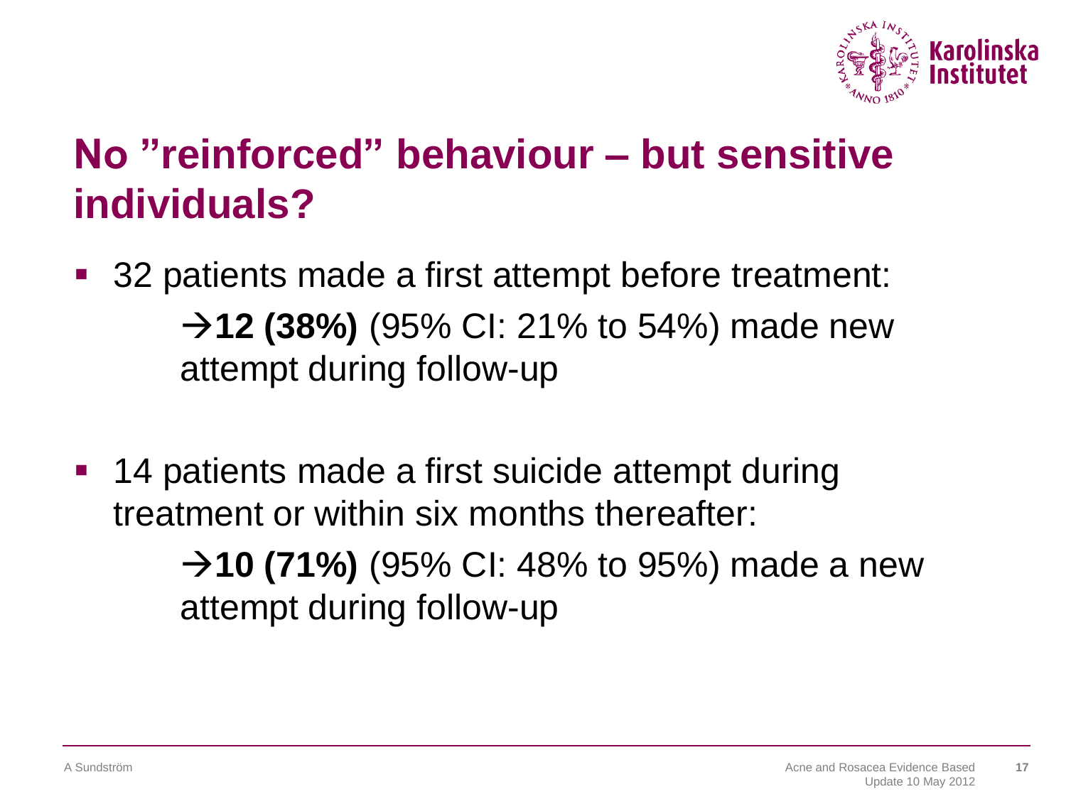# No ”reinforced” behaviour – but sensitive individuals?

- 32 patients made a first attempt before treatment:
  - →**12 (38%)** (95% CI: 21% to 54%) made new attempt during follow-up
- 14 patients made a first suicide attempt during treatment or within six months thereafter:
  - →**10 (71%)** (95% CI: 48% to 95%) made a new attempt during follow-up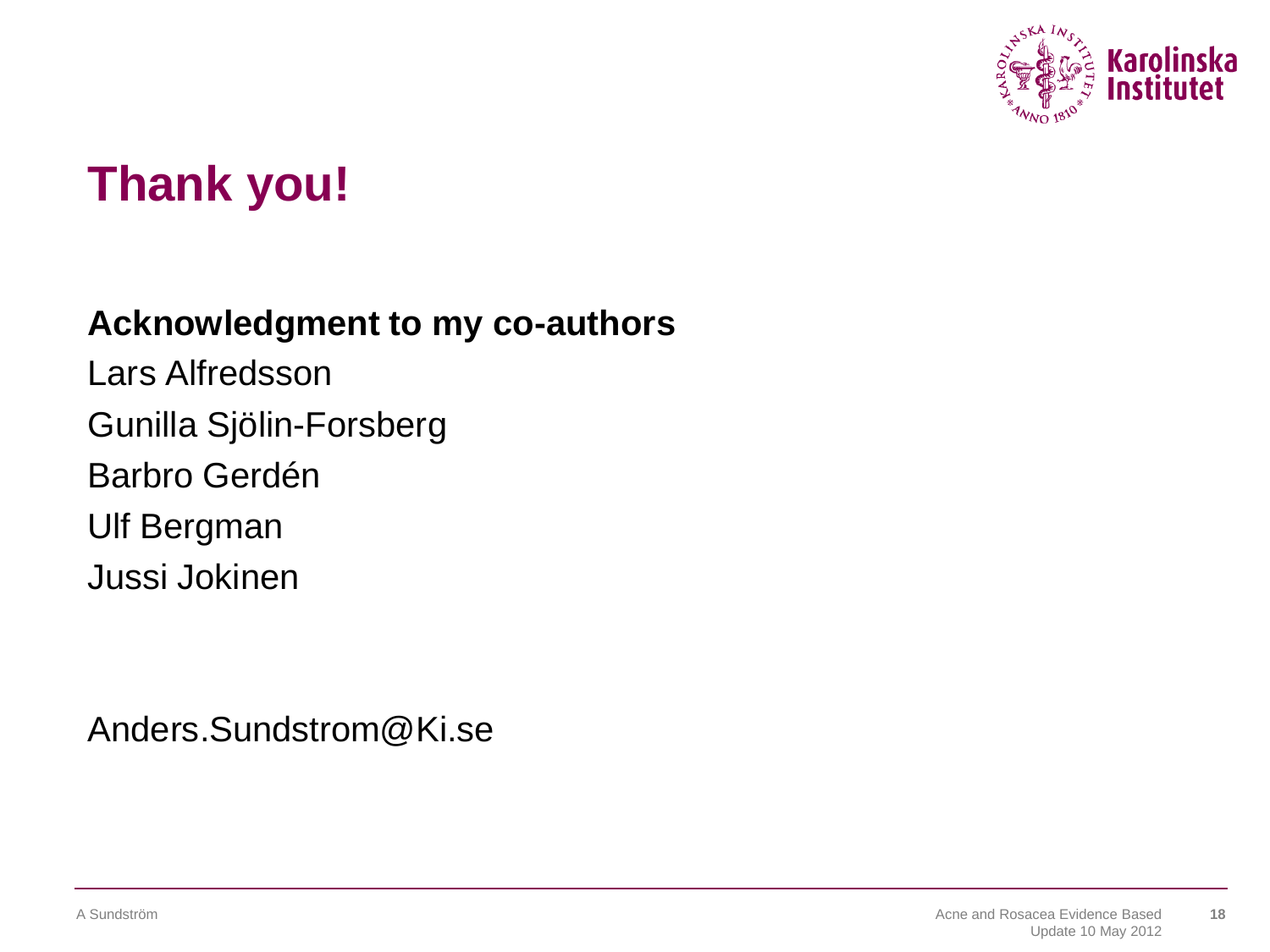# Thank you!

**Acknowledgment to my co-authors**

Lars Alfredsson

Gunilla Sjölin-Forsberg

Barbro Gerdén

Ulf Bergman

Jussi Jokinen

Anders.Sundstrom@Ki.se